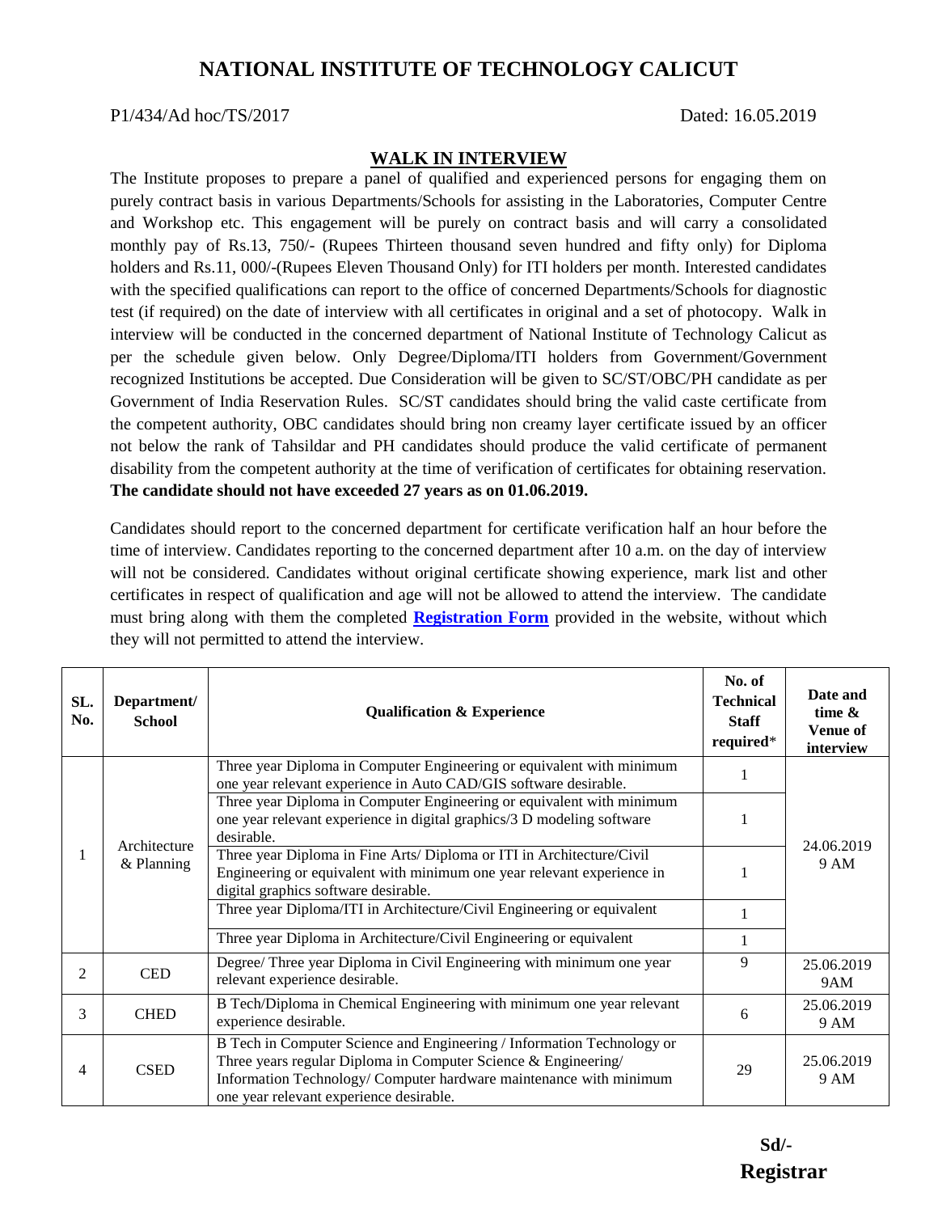# NATIONAL INSTITUTE OF TECHNOLOGY CALICUT

P1/434/Ad hoc/TS/2017 Dated: 16.05.2019

## WALK IN INTERVIEW

The Institute proposes to prepare a panel of qualified and experienced persons for engaging them on purely contract basis in various Departments/Schools for assisting in the Laboratories, Computer Centre and Workshop etc. This engagement will be purely on contract basis and will carry a consolidated monthly pay of Rs.13, 750/- (Rupees Thirteen thousand seven hundred and fifty only) for Diploma holders and Rs.11, 000/-(Rupees Eleven Thousand Only) for ITI holders per month. Interested candidates with the specified qualifications can report to the office of concerned Departments/Schools for diagnostic test (if required) on the date of interview with all certificates in original and a set of photocopy. Walk in interview will be conducted in the concerned department of National Institute of Technology Calicut as per the schedule given below. Only Degree/Diploma/ITI holders from Government/Government recognized Institutions be accepted. Due Consideration will be given to SC/ST/OBC/PH candidate as per Government of India Reservation Rules. SC/ST candidates should bring the valid caste certificate from the competent authority, OBC candidates should bring non creamy layer certificate issued by an officer not below the rank of Tahsildar and PH candidates should produce the valid certificate of permanent disability from the competent authority at the time of verification of certificates for obtaining reservation. **The candidate should not have exceeded 27 years as on 01.06.2019.**

Candidates should report to the concerned department for certificate verification half an hour before the time of interview. Candidates reporting to the concerned department after 10 a.m. on the day of interview will not be considered. Candidates without original certificate showing experience, mark list and other certificates in respect of qualification and age will not be allowed to attend the interview. The candidate must bring along with them the completed **Registration Form** provided in the website, without which they will not permitted to attend the interview.

| SL. No. | Department/ School | Qualification & Experience | No. of Technical Staff required* | Date and time & Venue of interview |
|---|---|---|---|---|
| 1 | Architecture & Planning | Three year Diploma in Computer Engineering or equivalent with minimum one year relevant experience in Auto CAD/GIS software desirable. | 1 | 24.06.2019 9 AM |
| | | Three year Diploma in Computer Engineering or equivalent with minimum one year relevant experience in digital graphics/3 D modeling software desirable. | 1 | |
| | | Three year Diploma in Fine Arts/ Diploma or ITI in Architecture/Civil Engineering or equivalent with minimum one year relevant experience in digital graphics software desirable. | 1 | |
| | | Three year Diploma/ITI in Architecture/Civil Engineering or equivalent | 1 | |
| | | Three year Diploma in Architecture/Civil Engineering or equivalent | 1 | |
| 2 | CED | Degree/ Three year Diploma in Civil Engineering with minimum one year relevant experience desirable. | 9 | 25.06.2019 9AM |
| 3 | CHED | B Tech/Diploma in Chemical Engineering with minimum one year relevant experience desirable. | 6 | 25.06.2019 9 AM |
| 4 | CSED | B Tech in Computer Science and Engineering / Information Technology or Three years regular Diploma in Computer Science & Engineering/ Information Technology/ Computer hardware maintenance with minimum one year relevant experience desirable. | 29 | 25.06.2019 9 AM |

**Sd/-**

**Registrar**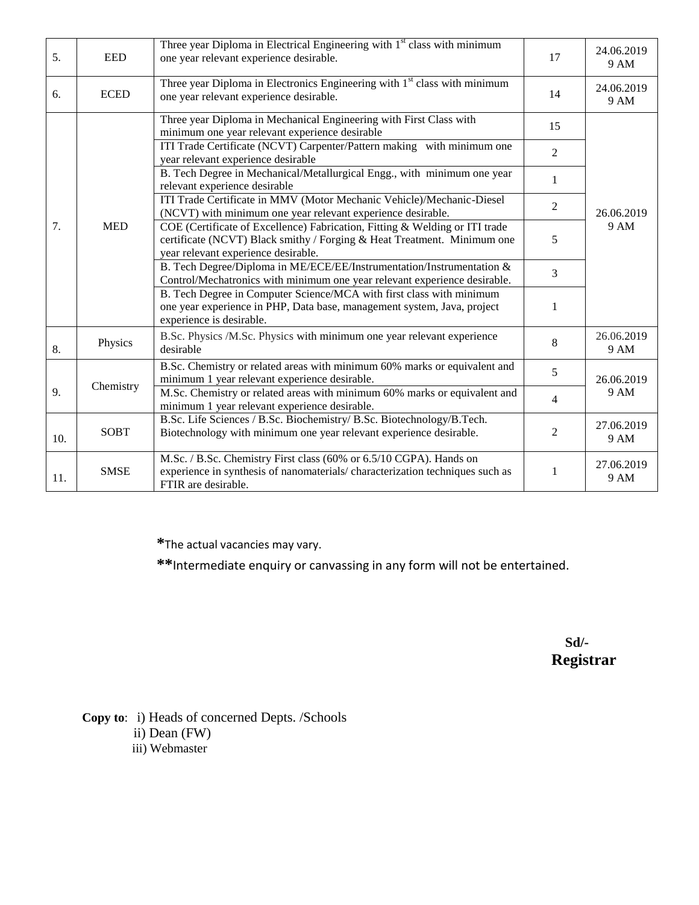| | | | | |
|---|---|---|---|---|
| 5. | EED | Three year Diploma in Electrical Engineering with 1st class with minimum one year relevant experience desirable. | 17 | 24.06.2019 9 AM |
| 6. | ECED | Three year Diploma in Electronics Engineering with 1st class with minimum one year relevant experience desirable. | 14 | 24.06.2019 9 AM |
| 7. | MED | Three year Diploma in Mechanical Engineering with First Class with minimum one year relevant experience desirable | 15 | 26.06.2019 9 AM |
| | | ITI Trade Certificate (NCVT) Carpenter/Pattern making with minimum one year relevant experience desirable | 2 | |
| | | B. Tech Degree in Mechanical/Metallurgical Engg., with minimum one year relevant experience desirable | 1 | |
| | | ITI Trade Certificate in MMV (Motor Mechanic Vehicle)/Mechanic-Diesel (NCVT) with minimum one year relevant experience desirable. | 2 | |
| | | COE (Certificate of Excellence) Fabrication, Fitting & Welding or ITI trade certificate (NCVT) Black smithy / Forging & Heat Treatment. Minimum one year relevant experience desirable. | 5 | |
| | | B. Tech Degree/Diploma in ME/ECE/EE/Instrumentation/Instrumentation & Control/Mechatronics with minimum one year relevant experience desirable. | 3 | |
| | | B. Tech Degree in Computer Science/MCA with first class with minimum one year experience in PHP, Data base, management system, Java, project experience is desirable. | 1 | |
| 8. | Physics | B.Sc. Physics /M.Sc. Physics with minimum one year relevant experience desirable | 8 | 26.06.2019 9 AM |
| 9. | Chemistry | B.Sc. Chemistry or related areas with minimum 60% marks or equivalent and minimum 1 year relevant experience desirable. | 5 | 26.06.2019 9 AM |
| | | M.Sc. Chemistry or related areas with minimum 60% marks or equivalent and minimum 1 year relevant experience desirable. | 4 | |
| 10. | SOBT | B.Sc. Life Sciences / B.Sc. Biochemistry/ B.Sc. Biotechnology/B.Tech. Biotechnology with minimum one year relevant experience desirable. | 2 | 27.06.2019 9 AM |
| 11. | SMSE | M.Sc. / B.Sc. Chemistry First class (60% or 6.5/10 CGPA). Hands on experience in synthesis of nanomaterials/ characterization techniques such as FTIR are desirable. | 1 | 27.06.2019 9 AM |

**\***The actual vacancies may vary.

**\*\***Intermediate enquiry or canvassing in any form will not be entertained.

**Sd/-**
**Registrar**

**Copy to**: i) Heads of concerned Depts. /Schools
ii) Dean (FW)
iii) Webmaster